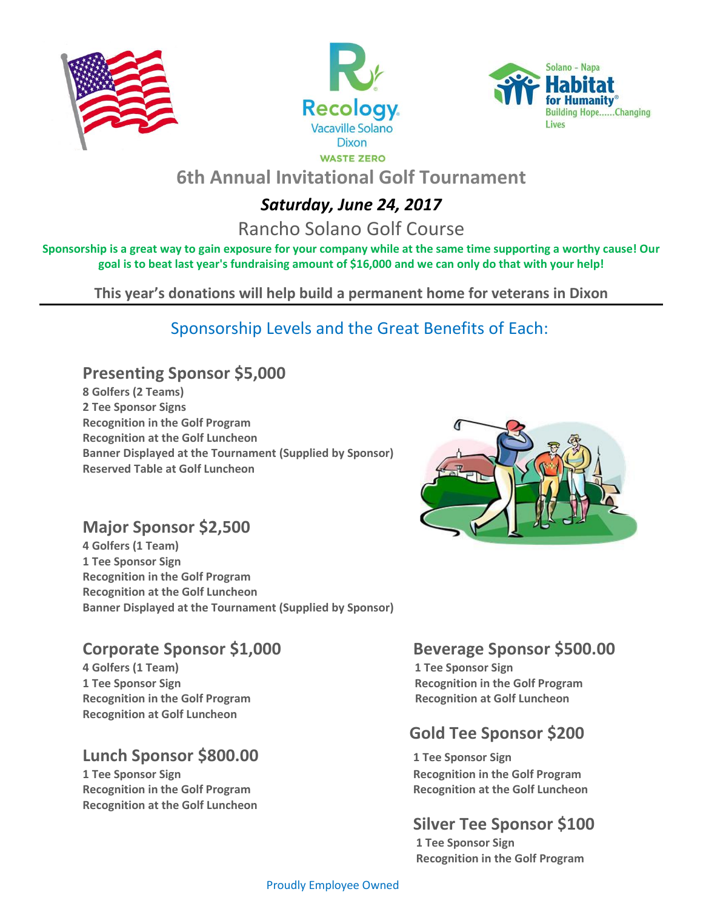Recology
Vacaville Solano
Dixon
WASTE ZERO

Solano - Napa
Habitat for Humanity®
Building Hope......Changing Lives

# 6th Annual Invitational Golf Tournament

## *Saturday, June 24, 2017*

## Rancho Solano Golf Course

**Sponsorship is a great way to gain exposure for your company while at the same time supporting a worthy cause! Our goal is to beat last year's fundraising amount of $16,000 and we can only do that with your help!**

**This year's donations will help build a permanent home for veterans in Dixon**

---

## Sponsorship Levels and the Great Benefits of Each:

### Presenting Sponsor $5,000

**8 Golfers (2 Teams)**
**2 Tee Sponsor Signs**
**Recognition in the Golf Program**
**Recognition at the Golf Luncheon**
**Banner Displayed at the Tournament (Supplied by Sponsor)**
**Reserved Table at Golf Luncheon**

### Major Sponsor $2,500

**4 Golfers (1 Team)**
**1 Tee Sponsor Sign**
**Recognition in the Golf Program**
**Recognition at the Golf Luncheon**
**Banner Displayed at the Tournament (Supplied by Sponsor)**

### Corporate Sponsor $1,000

**4 Golfers (1 Team)**
**1 Tee Sponsor Sign**
**Recognition in the Golf Program**
**Recognition at Golf Luncheon**

### Lunch Sponsor $800.00

**1 Tee Sponsor Sign**
**Recognition in the Golf Program**
**Recognition at the Golf Luncheon**

### Beverage Sponsor $500.00

**1 Tee Sponsor Sign**
**Recognition in the Golf Program**
**Recognition at Golf Luncheon**

### Gold Tee Sponsor $200

**1 Tee Sponsor Sign**
**Recognition in the Golf Program**
**Recognition at the Golf Luncheon**

### Silver Tee Sponsor $100

**1 Tee Sponsor Sign**
**Recognition in the Golf Program**

Proudly Employee Owned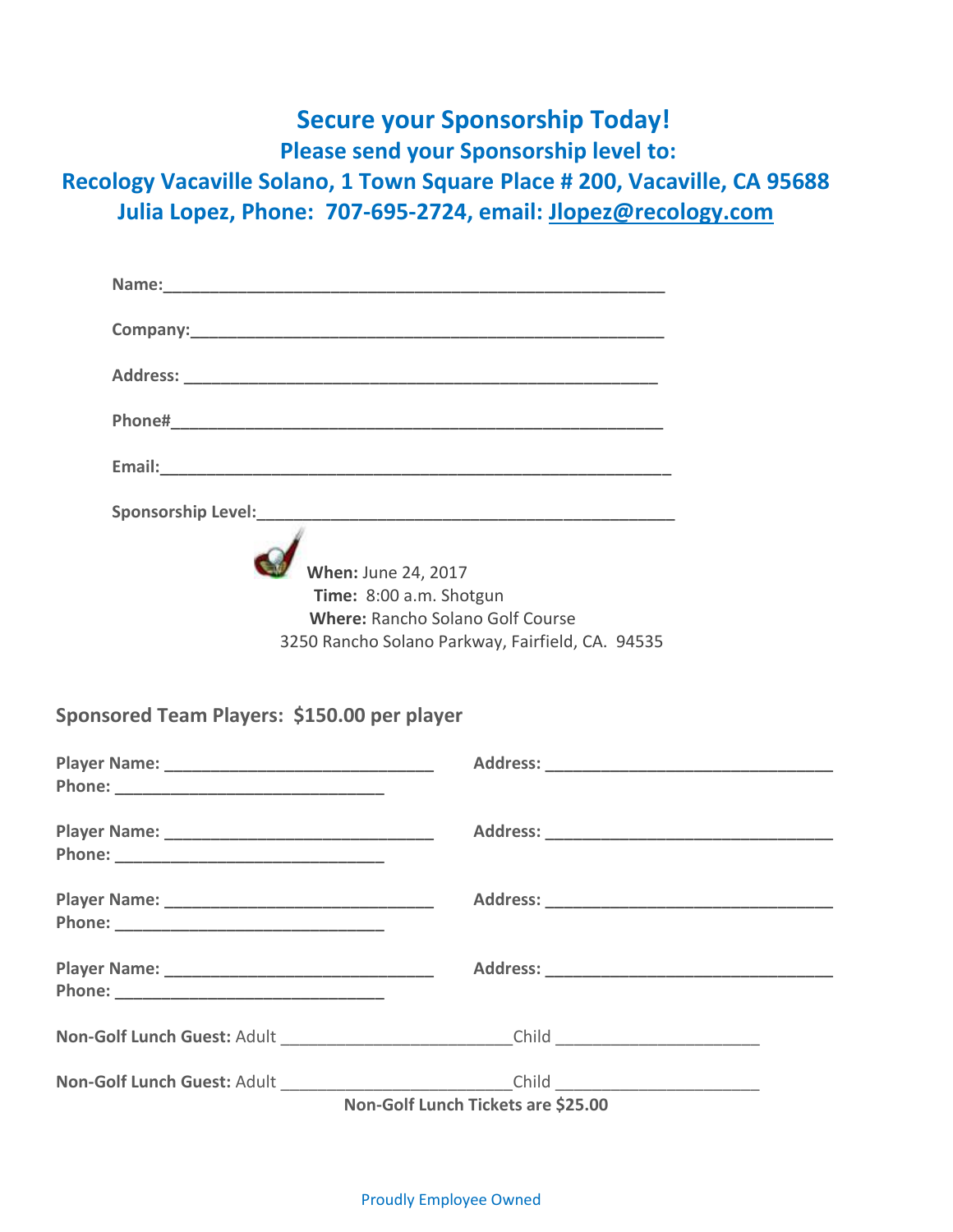# Secure your Sponsorship Today!

## Please send your Sponsorship level to:

## Recology Vacaville Solano, 1 Town Square Place # 200, Vacaville, CA 95688

## Julia Lopez, Phone: 707-695-2724, email: Jlopez@recology.com

**Name:**_______________________________________________________

**Company:**____________________________________________________

**Address:** ____________________________________________________

**Phone#**______________________________________________________

**Email:**_______________________________________________________

**Sponsorship Level:**_____________________________________________

**When:** June 24, 2017
**Time:** 8:00 a.m. Shotgun
**Where:** Rancho Solano Golf Course
3250 Rancho Solano Parkway, Fairfield, CA. 94535

**Sponsored Team Players: $150.00 per player**

**Player Name:** ______________________________ **Address:** ______________________________
**Phone:** ______________________________

**Player Name:** ______________________________ **Address:** ______________________________
**Phone:** ______________________________

**Player Name:** ______________________________ **Address:** ______________________________
**Phone:** ______________________________

**Player Name:** ______________________________ **Address:** ______________________________
**Phone:** ______________________________

**Non-Golf Lunch Guest:** Adult _________________________Child _____________________

**Non-Golf Lunch Guest:** Adult _________________________Child _____________________

**Non-Golf Lunch Tickets are $25.00**

Proudly Employee Owned